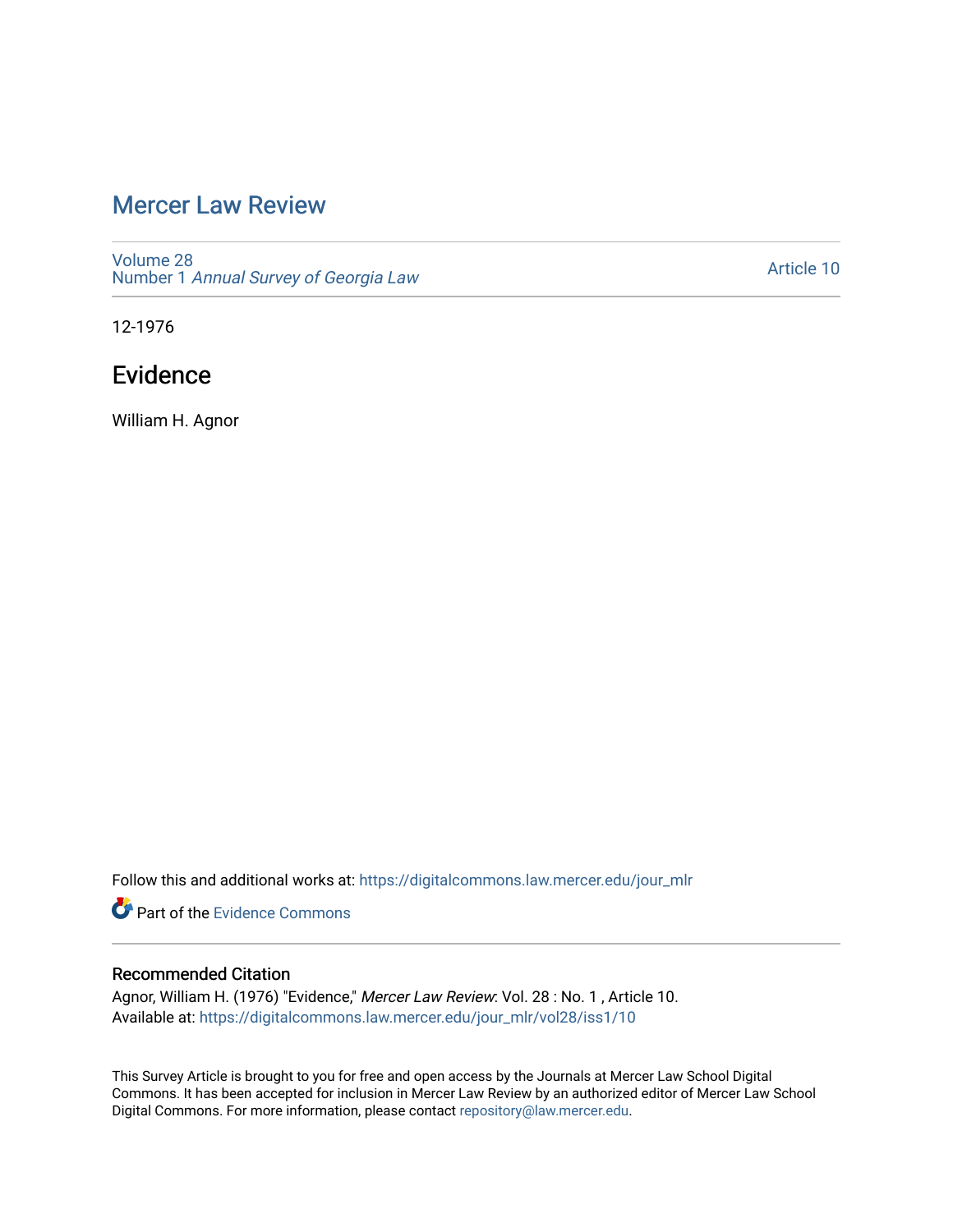# Mercer Law Review

Volume 28
Number 1 *Annual Survey of Georgia Law*

Article 10

12-1976

## Evidence

William H. Agnor

Follow this and additional works at: https://digitalcommons.law.mercer.edu/jour_mlr

Part of the Evidence Commons

### Recommended Citation

Agnor, William H. (1976) "Evidence," *Mercer Law Review*: Vol. 28 : No. 1 , Article 10.
Available at: https://digitalcommons.law.mercer.edu/jour_mlr/vol28/iss1/10

This Survey Article is brought to you for free and open access by the Journals at Mercer Law School Digital Commons. It has been accepted for inclusion in Mercer Law Review by an authorized editor of Mercer Law School Digital Commons. For more information, please contact repository@law.mercer.edu.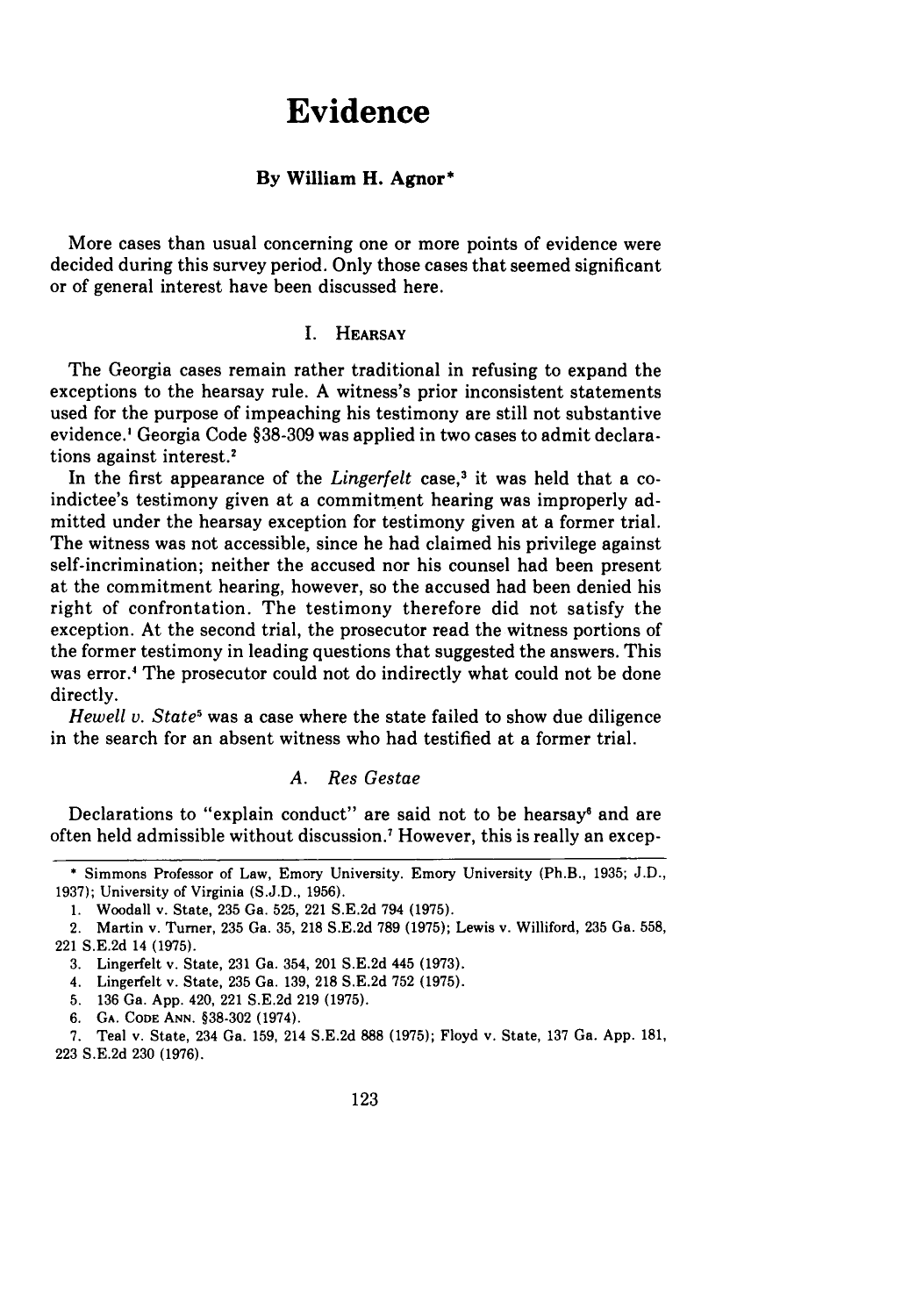# Evidence

## By William H. Agnor*

More cases than usual concerning one or more points of evidence were decided during this survey period. Only those cases that seemed significant or of general interest have been discussed here.

### I. Hearsay

The Georgia cases remain rather traditional in refusing to expand the exceptions to the hearsay rule. A witness's prior inconsistent statements used for the purpose of impeaching his testimony are still not substantive evidence.[1] Georgia Code §38-309 was applied in two cases to admit declarations against interest.[2]

In the first appearance of the *Lingerfelt* case,[3] it was held that a co-indictee's testimony given at a commitment hearing was improperly admitted under the hearsay exception for testimony given at a former trial. The witness was not accessible, since he had claimed his privilege against self-incrimination; neither the accused nor his counsel had been present at the commitment hearing, however, so the accused had been denied his right of confrontation. The testimony therefore did not satisfy the exception. At the second trial, the prosecutor read the witness portions of the former testimony in leading questions that suggested the answers. This was error.[4] The prosecutor could not do indirectly what could not be done directly.

*Hewell v. State*[5] was a case where the state failed to show due diligence in the search for an absent witness who had testified at a former trial.

#### A. *Res Gestae*

Declarations to "explain conduct" are said not to be hearsay[6] and are often held admissible without discussion.[7] However, this is really an excep-

---

\* Simmons Professor of Law, Emory University. Emory University (Ph.B., 1935; J.D., 1937); University of Virginia (S.J.D., 1956).

1. Woodall v. State, 235 Ga. 525, 221 S.E.2d 794 (1975).
2. Martin v. Turner, 235 Ga. 35, 218 S.E.2d 789 (1975); Lewis v. Williford, 235 Ga. 558, 221 S.E.2d 14 (1975).
3. Lingerfelt v. State, 231 Ga. 354, 201 S.E.2d 445 (1973).
4. Lingerfelt v. State, 235 Ga. 139, 218 S.E.2d 752 (1975).
5. 136 Ga. App. 420, 221 S.E.2d 219 (1975).
6. Ga. Code Ann. §38-302 (1974).
7. Teal v. State, 234 Ga. 159, 214 S.E.2d 888 (1975); Floyd v. State, 137 Ga. App. 181, 223 S.E.2d 230 (1976).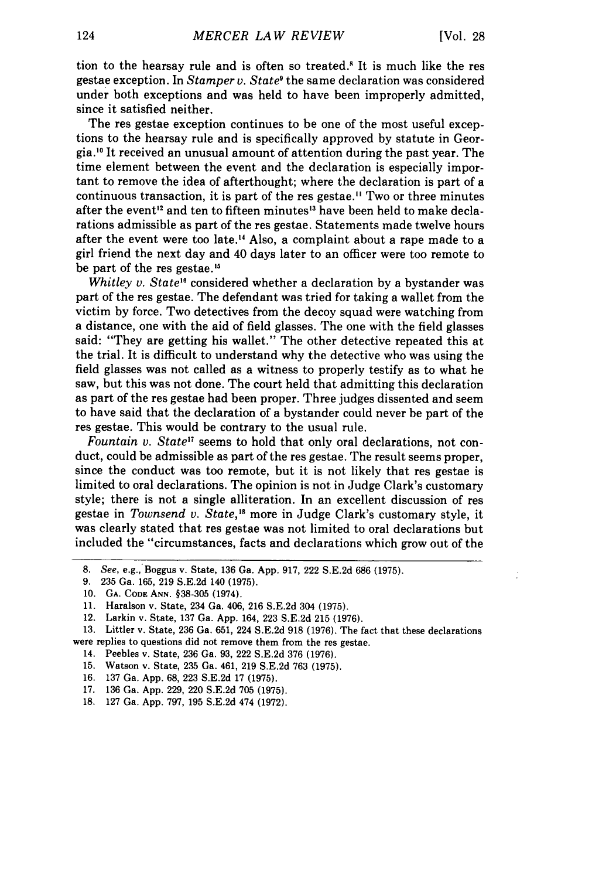tion to the hearsay rule and is often so treated.[8] It is much like the res gestae exception. In *Stamper v. State*[9] the same declaration was considered under both exceptions and was held to have been improperly admitted, since it satisfied neither.

The res gestae exception continues to be one of the most useful exceptions to the hearsay rule and is specifically approved by statute in Georgia.[10] It received an unusual amount of attention during the past year. The time element between the event and the declaration is especially important to remove the idea of afterthought; where the declaration is part of a continuous transaction, it is part of the res gestae.[11] Two or three minutes after the event[12] and ten to fifteen minutes[13] have been held to make declarations admissible as part of the res gestae. Statements made twelve hours after the event were too late.[14] Also, a complaint about a rape made to a girl friend the next day and 40 days later to an officer were too remote to be part of the res gestae.[15]

*Whitley v. State*[16] considered whether a declaration by a bystander was part of the res gestae. The defendant was tried for taking a wallet from the victim by force. Two detectives from the decoy squad were watching from a distance, one with the aid of field glasses. The one with the field glasses said: "They are getting his wallet." The other detective repeated this at the trial. It is difficult to understand why the detective who was using the field glasses was not called as a witness to properly testify as to what he saw, but this was not done. The court held that admitting this declaration as part of the res gestae had been proper. Three judges dissented and seem to have said that the declaration of a bystander could never be part of the res gestae. This would be contrary to the usual rule.

*Fountain v. State*[17] seems to hold that only oral declarations, not conduct, could be admissible as part of the res gestae. The result seems proper, since the conduct was too remote, but it is not likely that res gestae is limited to oral declarations. The opinion is not in Judge Clark's customary style; there is not a single alliteration. In an excellent discussion of res gestae in *Townsend v. State*,[18] more in Judge Clark's customary style, it was clearly stated that res gestae was not limited to oral declarations but included the "circumstances, facts and declarations which grow out of the

---

8. *See, e.g.,* Boggus v. State, 136 Ga. App. 917, 222 S.E.2d 686 (1975).
9. 235 Ga. 165, 219 S.E.2d 140 (1975).
10. GA. CODE ANN. §38-305 (1974).
11. Haralson v. State, 234 Ga. 406, 216 S.E.2d 304 (1975).
12. Larkin v. State, 137 Ga. App. 164, 223 S.E.2d 215 (1976).
13. Littler v. State, 236 Ga. 651, 224 S.E.2d 918 (1976). The fact that these declarations were replies to questions did not remove them from the res gestae.
14. Peebles v. State, 236 Ga. 93, 222 S.E.2d 376 (1976).
15. Watson v. State, 235 Ga. 461, 219 S.E.2d 763 (1975).
16. 137 Ga. App. 68, 223 S.E.2d 17 (1975).
17. 136 Ga. App. 229, 220 S.E.2d 705 (1975).
18. 127 Ga. App. 797, 195 S.E.2d 474 (1972).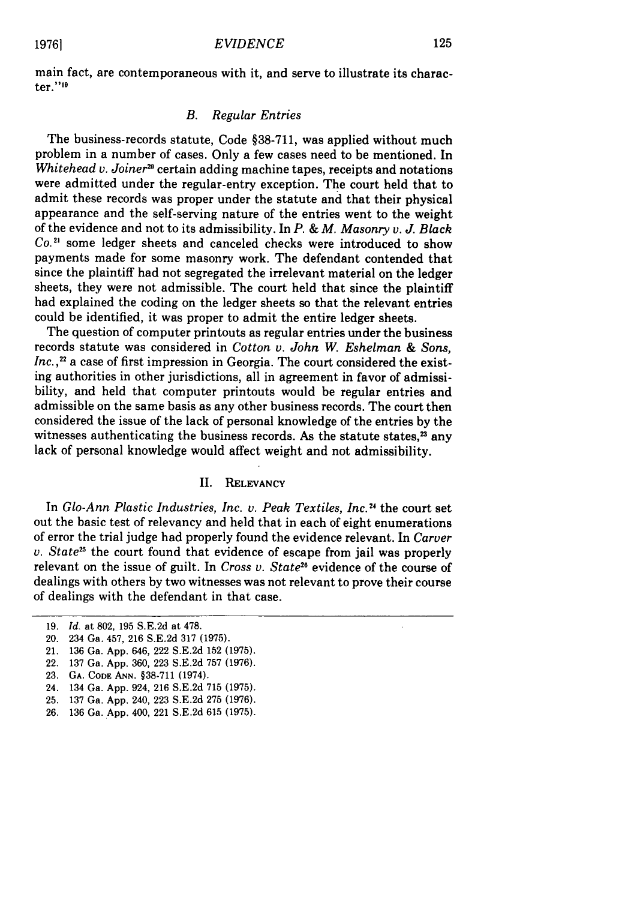main fact, are contemporaneous with it, and serve to illustrate its character."[19]

### B. *Regular Entries*

The business-records statute, Code §38-711, was applied without much problem in a number of cases. Only a few cases need to be mentioned. In *Whitehead v. Joiner*[20] certain adding machine tapes, receipts and notations were admitted under the regular-entry exception. The court held that to admit these records was proper under the statute and that their physical appearance and the self-serving nature of the entries went to the weight of the evidence and not to its admissibility. In *P. & M. Masonry v. J. Black Co.*[21] some ledger sheets and canceled checks were introduced to show payments made for some masonry work. The defendant contended that since the plaintiff had not segregated the irrelevant material on the ledger sheets, they were not admissible. The court held that since the plaintiff had explained the coding on the ledger sheets so that the relevant entries could be identified, it was proper to admit the entire ledger sheets.

The question of computer printouts as regular entries under the business records statute was considered in *Cotton v. John W. Eshelman & Sons, Inc.*,[22] a case of first impression in Georgia. The court considered the existing authorities in other jurisdictions, all in agreement in favor of admissibility, and held that computer printouts would be regular entries and admissible on the same basis as any other business records. The court then considered the issue of the lack of personal knowledge of the entries by the witnesses authenticating the business records. As the statute states,[23] any lack of personal knowledge would affect weight and not admissibility.

## II. RELEVANCY

In *Glo-Ann Plastic Industries, Inc. v. Peak Textiles, Inc.*[24] the court set out the basic test of relevancy and held that in each of eight enumerations of error the trial judge had properly found the evidence relevant. In *Carver v. State*[25] the court found that evidence of escape from jail was properly relevant on the issue of guilt. In *Cross v. State*[26] evidence of the course of dealings with others by two witnesses was not relevant to prove their course of dealings with the defendant in that case.

---

19. *Id.* at 802, 195 S.E.2d at 478.
20. 234 Ga. 457, 216 S.E.2d 317 (1975).
21. 136 Ga. App. 646, 222 S.E.2d 152 (1975).
22. 137 Ga. App. 360, 223 S.E.2d 757 (1976).
23. GA. CODE ANN. §38-711 (1974).
24. 134 Ga. App. 924, 216 S.E.2d 715 (1975).
25. 137 Ga. App. 240, 223 S.E.2d 275 (1976).
26. 136 Ga. App. 400, 221 S.E.2d 615 (1975).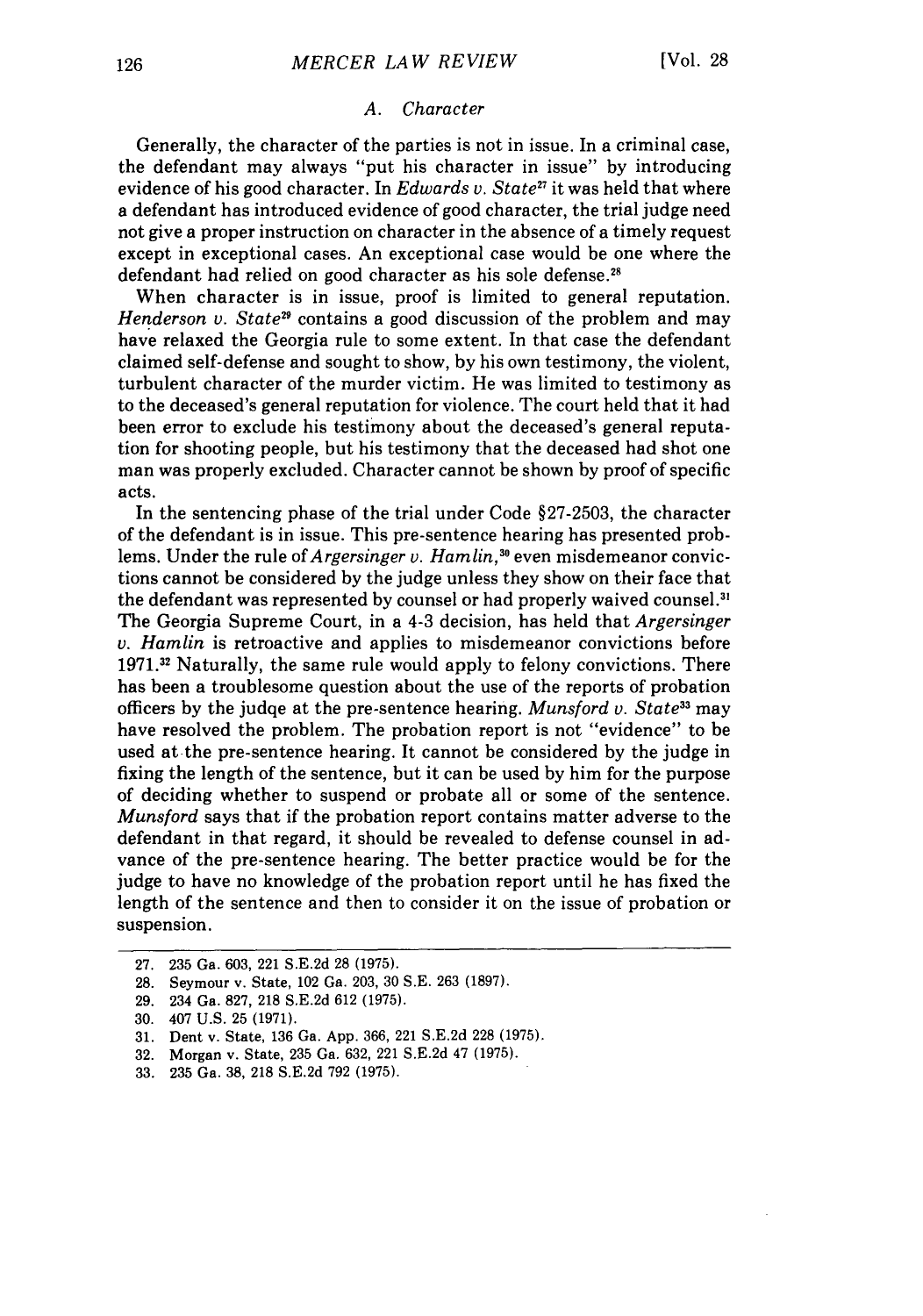### A. Character

Generally, the character of the parties is not in issue. In a criminal case, the defendant may always "put his character in issue" by introducing evidence of his good character. In *Edwards v. State*[27] it was held that where a defendant has introduced evidence of good character, the trial judge need not give a proper instruction on character in the absence of a timely request except in exceptional cases. An exceptional case would be one where the defendant had relied on good character as his sole defense.[28]

When character is in issue, proof is limited to general reputation. *Henderson v. State*[29] contains a good discussion of the problem and may have relaxed the Georgia rule to some extent. In that case the defendant claimed self-defense and sought to show, by his own testimony, the violent, turbulent character of the murder victim. He was limited to testimony as to the deceased's general reputation for violence. The court held that it had been error to exclude his testimony about the deceased's general reputation for shooting people, but his testimony that the deceased had shot one man was properly excluded. Character cannot be shown by proof of specific acts.

In the sentencing phase of the trial under Code §27-2503, the character of the defendant is in issue. This pre-sentence hearing has presented problems. Under the rule of *Argersinger v. Hamlin*,[30] even misdemeanor convictions cannot be considered by the judge unless they show on their face that the defendant was represented by counsel or had properly waived counsel.[31] The Georgia Supreme Court, in a 4-3 decision, has held that *Argersinger v. Hamlin* is retroactive and applies to misdemeanor convictions before 1971.[32] Naturally, the same rule would apply to felony convictions. There has been a troublesome question about the use of the reports of probation officers by the judqe at the pre-sentence hearing. *Munsford v. State*[33] may have resolved the problem. The probation report is not "evidence" to be used at the pre-sentence hearing. It cannot be considered by the judge in fixing the length of the sentence, but it can be used by him for the purpose of deciding whether to suspend or probate all or some of the sentence. *Munsford* says that if the probation report contains matter adverse to the defendant in that regard, it should be revealed to defense counsel in advance of the pre-sentence hearing. The better practice would be for the judge to have no knowledge of the probation report until he has fixed the length of the sentence and then to consider it on the issue of probation or suspension.

---

27. 235 Ga. 603, 221 S.E.2d 28 (1975).
28. Seymour v. State, 102 Ga. 203, 30 S.E. 263 (1897).
29. 234 Ga. 827, 218 S.E.2d 612 (1975).
30. 407 U.S. 25 (1971).
31. Dent v. State, 136 Ga. App. 366, 221 S.E.2d 228 (1975).
32. Morgan v. State, 235 Ga. 632, 221 S.E.2d 47 (1975).
33. 235 Ga. 38, 218 S.E.2d 792 (1975).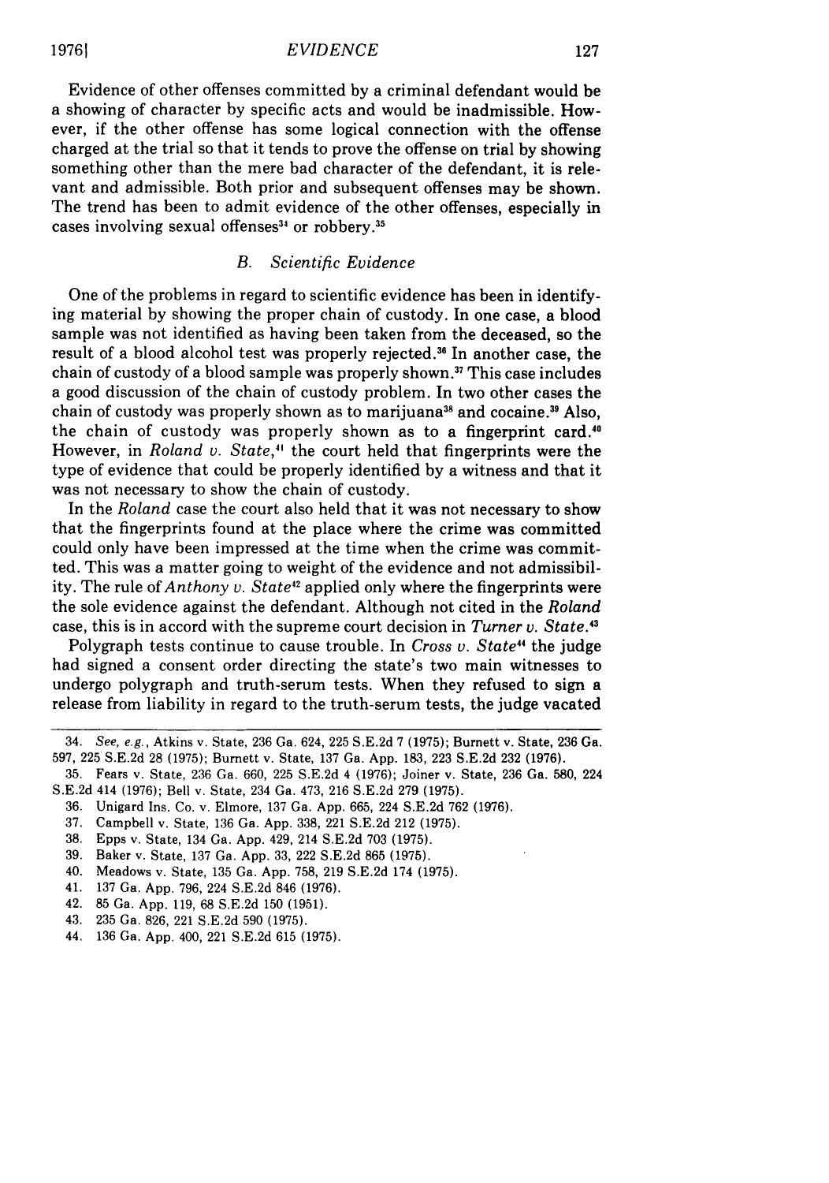Evidence of other offenses committed by a criminal defendant would be a showing of character by specific acts and would be inadmissible. However, if the other offense has some logical connection with the offense charged at the trial so that it tends to prove the offense on trial by showing something other than the mere bad character of the defendant, it is relevant and admissible. Both prior and subsequent offenses may be shown. The trend has been to admit evidence of the other offenses, especially in cases involving sexual offenses[34] or robbery.[35]

### *B. Scientific Evidence*

One of the problems in regard to scientific evidence has been in identifying material by showing the proper chain of custody. In one case, a blood sample was not identified as having been taken from the deceased, so the result of a blood alcohol test was properly rejected.[36] In another case, the chain of custody of a blood sample was properly shown.[37] This case includes a good discussion of the chain of custody problem. In two other cases the chain of custody was properly shown as to marijuana[38] and cocaine.[39] Also, the chain of custody was properly shown as to a fingerprint card.[40] However, in *Roland v. State*,[41] the court held that fingerprints were the type of evidence that could be properly identified by a witness and that it was not necessary to show the chain of custody.

In the *Roland* case the court also held that it was not necessary to show that the fingerprints found at the place where the crime was committed could only have been impressed at the time when the crime was committed. This was a matter going to weight of the evidence and not admissibility. The rule of *Anthony v. State*[42] applied only where the fingerprints were the sole evidence against the defendant. Although not cited in the *Roland* case, this is in accord with the supreme court decision in *Turner v. State*.[43]

Polygraph tests continue to cause trouble. In *Cross v. State*[44] the judge had signed a consent order directing the state's two main witnesses to undergo polygraph and truth-serum tests. When they refused to sign a release from liability in regard to the truth-serum tests, the judge vacated

---

34. *See, e.g.*, Atkins v. State, 236 Ga. 624, 225 S.E.2d 7 (1975); Burnett v. State, 236 Ga. 597, 225 S.E.2d 28 (1975); Burnett v. State, 137 Ga. App. 183, 223 S.E.2d 232 (1976).

35. Fears v. State, 236 Ga. 660, 225 S.E.2d 4 (1976); Joiner v. State, 236 Ga. 580, 224 S.E.2d 414 (1976); Bell v. State, 234 Ga. 473, 216 S.E.2d 279 (1975).

36. Unigard Ins. Co. v. Elmore, 137 Ga. App. 665, 224 S.E.2d 762 (1976).

37. Campbell v. State, 136 Ga. App. 338, 221 S.E.2d 212 (1975).

38. Epps v. State, 134 Ga. App. 429, 214 S.E.2d 703 (1975).

39. Baker v. State, 137 Ga. App. 33, 222 S.E.2d 865 (1975).

40. Meadows v. State, 135 Ga. App. 758, 219 S.E.2d 174 (1975).

41. 137 Ga. App. 796, 224 S.E.2d 846 (1976).

42. 85 Ga. App. 119, 68 S.E.2d 150 (1951).

43. 235 Ga. 826, 221 S.E.2d 590 (1975).

44. 136 Ga. App. 400, 221 S.E.2d 615 (1975).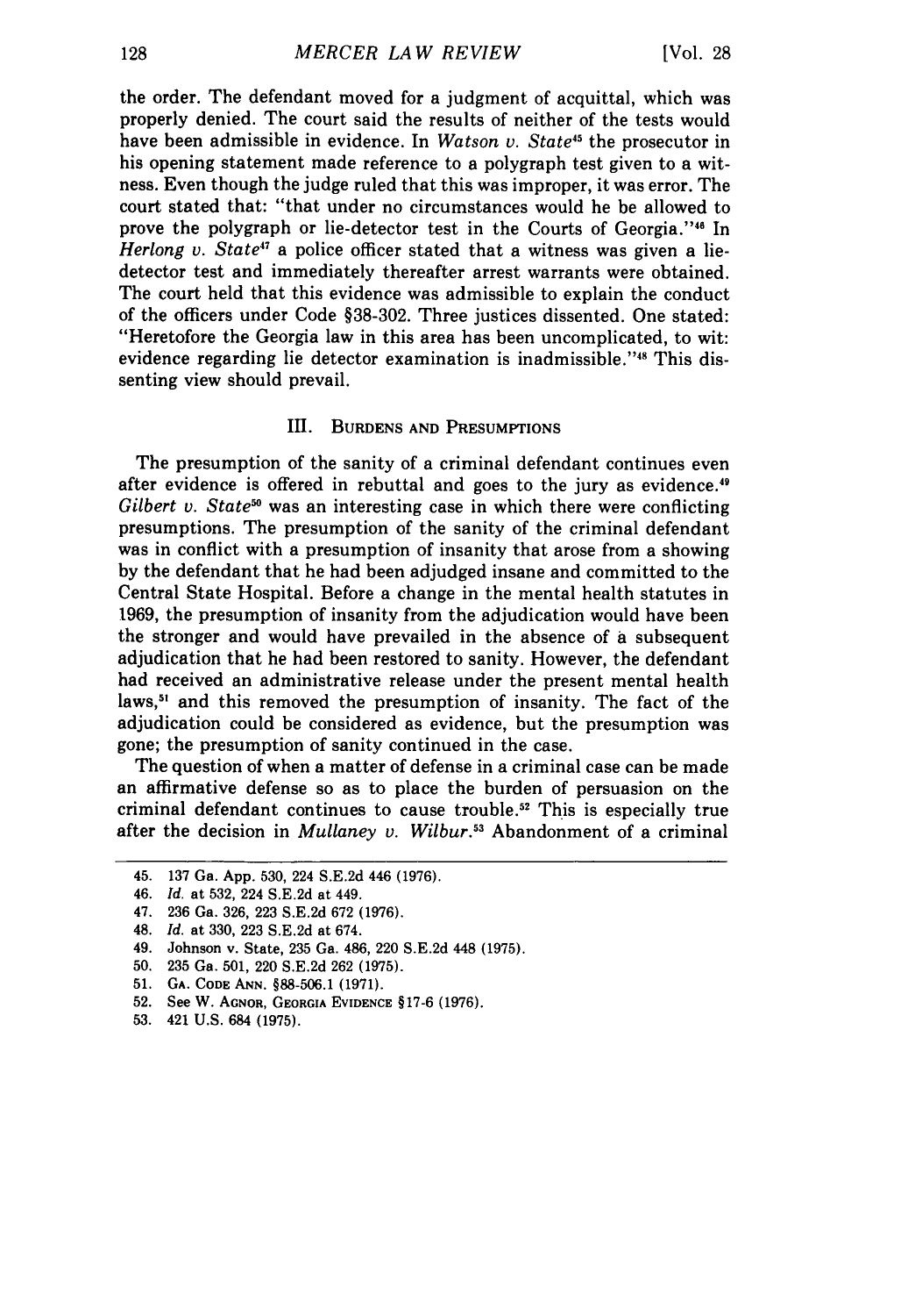the order. The defendant moved for a judgment of acquittal, which was properly denied. The court said the results of neither of the tests would have been admissible in evidence. In *Watson v. State*[45] the prosecutor in his opening statement made reference to a polygraph test given to a witness. Even though the judge ruled that this was improper, it was error. The court stated that: "that under no circumstances would he be allowed to prove the polygraph or lie-detector test in the Courts of Georgia."[46] In *Herlong v. State*[47] a police officer stated that a witness was given a lie-detector test and immediately thereafter arrest warrants were obtained. The court held that this evidence was admissible to explain the conduct of the officers under Code §38-302. Three justices dissented. One stated: "Heretofore the Georgia law in this area has been uncomplicated, to wit: evidence regarding lie detector examination is inadmissible."[48] This dissenting view should prevail.

## III. Burdens and Presumptions

The presumption of the sanity of a criminal defendant continues even after evidence is offered in rebuttal and goes to the jury as evidence.[49] *Gilbert v. State*[50] was an interesting case in which there were conflicting presumptions. The presumption of the sanity of the criminal defendant was in conflict with a presumption of insanity that arose from a showing by the defendant that he had been adjudged insane and committed to the Central State Hospital. Before a change in the mental health statutes in 1969, the presumption of insanity from the adjudication would have been the stronger and would have prevailed in the absence of a subsequent adjudication that he had been restored to sanity. However, the defendant had received an administrative release under the present mental health laws,[51] and this removed the presumption of insanity. The fact of the adjudication could be considered as evidence, but the presumption was gone; the presumption of sanity continued in the case.

The question of when a matter of defense in a criminal case can be made an affirmative defense so as to place the burden of persuasion on the criminal defendant continues to cause trouble.[52] This is especially true after the decision in *Mullaney v. Wilbur*.[53] Abandonment of a criminal

45. 137 Ga. App. 530, 224 S.E.2d 446 (1976).
46. *Id.* at 532, 224 S.E.2d at 449.
47. 236 Ga. 326, 223 S.E.2d 672 (1976).
48. *Id.* at 330, 223 S.E.2d at 674.
49. Johnson v. State, 235 Ga. 486, 220 S.E.2d 448 (1975).
50. 235 Ga. 501, 220 S.E.2d 262 (1975).
51. Ga. Code Ann. §88-506.1 (1971).
52. See W. Agnor, Georgia Evidence §17-6 (1976).
53. 421 U.S. 684 (1975).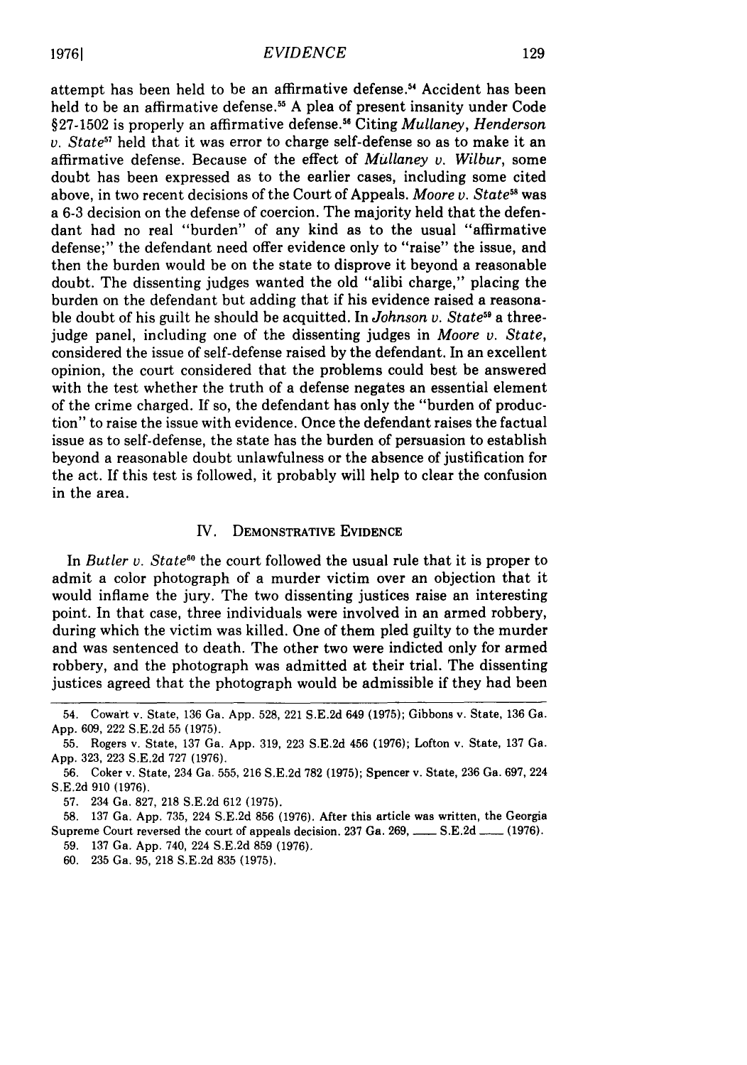attempt has been held to be an affirmative defense.[54] Accident has been held to be an affirmative defense.[55] A plea of present insanity under Code §27-1502 is properly an affirmative defense.[56] Citing *Mullaney*, *Henderson v. State*[57] held that it was error to charge self-defense so as to make it an affirmative defense. Because of the effect of *Mullaney v. Wilbur*, some doubt has been expressed as to the earlier cases, including some cited above, in two recent decisions of the Court of Appeals. *Moore v. State*[58] was a 6-3 decision on the defense of coercion. The majority held that the defendant had no real "burden" of any kind as to the usual "affirmative defense;" the defendant need offer evidence only to "raise" the issue, and then the burden would be on the state to disprove it beyond a reasonable doubt. The dissenting judges wanted the old "alibi charge," placing the burden on the defendant but adding that if his evidence raised a reasonable doubt of his guilt he should be acquitted. In *Johnson v. State*[59] a three-judge panel, including one of the dissenting judges in *Moore v. State*, considered the issue of self-defense raised by the defendant. In an excellent opinion, the court considered that the problems could best be answered with the test whether the truth of a defense negates an essential element of the crime charged. If so, the defendant has only the "burden of production" to raise the issue with evidence. Once the defendant raises the factual issue as to self-defense, the state has the burden of persuasion to establish beyond a reasonable doubt unlawfulness or the absence of justification for the act. If this test is followed, it probably will help to clear the confusion in the area.

## IV. Demonstrative Evidence

In *Butler v. State*[60] the court followed the usual rule that it is proper to admit a color photograph of a murder victim over an objection that it would inflame the jury. The two dissenting justices raise an interesting point. In that case, three individuals were involved in an armed robbery, during which the victim was killed. One of them pled guilty to the murder and was sentenced to death. The other two were indicted only for armed robbery, and the photograph was admitted at their trial. The dissenting justices agreed that the photograph would be admissible if they had been

---

54. Cowart v. State, 136 Ga. App. 528, 221 S.E.2d 649 (1975); Gibbons v. State, 136 Ga. App. 609, 222 S.E.2d 55 (1975).

55. Rogers v. State, 137 Ga. App. 319, 223 S.E.2d 456 (1976); Lofton v. State, 137 Ga. App. 323, 223 S.E.2d 727 (1976).

56. Coker v. State, 234 Ga. 555, 216 S.E.2d 782 (1975); Spencer v. State, 236 Ga. 697, 224 S.E.2d 910 (1976).

57. 234 Ga. 827, 218 S.E.2d 612 (1975).

58. 137 Ga. App. 735, 224 S.E.2d 856 (1976). After this article was written, the Georgia Supreme Court reversed the court of appeals decision. 237 Ga. 269, ___ S.E.2d ___ (1976).

59. 137 Ga. App. 740, 224 S.E.2d 859 (1976).

60. 235 Ga. 95, 218 S.E.2d 835 (1975).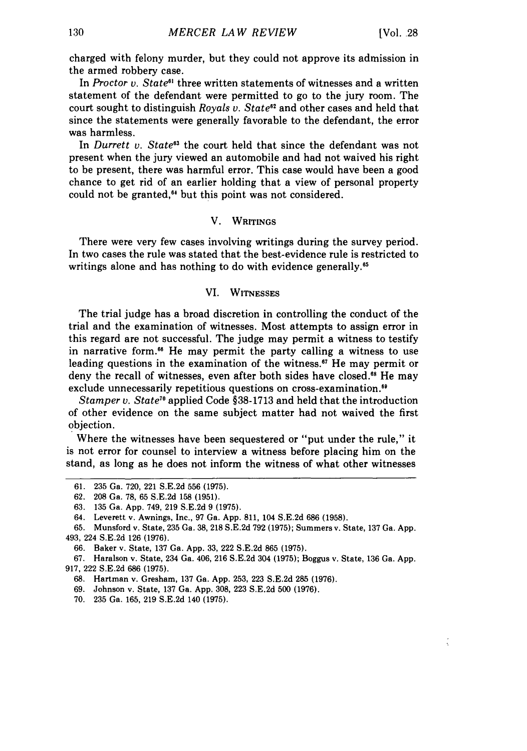charged with felony murder, but they could not approve its admission in the armed robbery case.

In *Proctor v. State*[61] three written statements of witnesses and a written statement of the defendant were permitted to go to the jury room. The court sought to distinguish *Royals v. State*[62] and other cases and held that since the statements were generally favorable to the defendant, the error was harmless.

In *Durrett v. State*[63] the court held that since the defendant was not present when the jury viewed an automobile and had not waived his right to be present, there was harmful error. This case would have been a good chance to get rid of an earlier holding that a view of personal property could not be granted,[64] but this point was not considered.

## V. Writings

There were very few cases involving writings during the survey period. In two cases the rule was stated that the best-evidence rule is restricted to writings alone and has nothing to do with evidence generally.[65]

## VI. Witnesses

The trial judge has a broad discretion in controlling the conduct of the trial and the examination of witnesses. Most attempts to assign error in this regard are not successful. The judge may permit a witness to testify in narrative form.[66] He may permit the party calling a witness to use leading questions in the examination of the witness.[67] He may permit or deny the recall of witnesses, even after both sides have closed.[68] He may exclude unnecessarily repetitious questions on cross-examination.[69]

*Stamper v. State*[70] applied Code §38-1713 and held that the introduction of other evidence on the same subject matter had not waived the first objection.

Where the witnesses have been sequestered or "put under the rule," it is not error for counsel to interview a witness before placing him on the stand, as long as he does not inform the witness of what other witnesses

---

61. 235 Ga. 720, 221 S.E.2d 556 (1975).
62. 208 Ga. 78, 65 S.E.2d 158 (1951).
63. 135 Ga. App. 749, 219 S.E.2d 9 (1975).
64. Leverett v. Awnings, Inc., 97 Ga. App. 811, 104 S.E.2d 686 (1958).
65. Munsford v. State, 235 Ga. 38, 218 S.E.2d 792 (1975); Summers v. State, 137 Ga. App. 493, 224 S.E.2d 126 (1976).
66. Baker v. State, 137 Ga. App. 33, 222 S.E.2d 865 (1975).
67. Haralson v. State, 234 Ga. 406, 216 S.E.2d 304 (1975); Boggus v. State, 136 Ga. App. 917, 222 S.E.2d 686 (1975).
68. Hartman v. Gresham, 137 Ga. App. 253, 223 S.E.2d 285 (1976).
69. Johnson v. State, 137 Ga. App. 308, 223 S.E.2d 500 (1976).
70. 235 Ga. 165, 219 S.E.2d 140 (1975).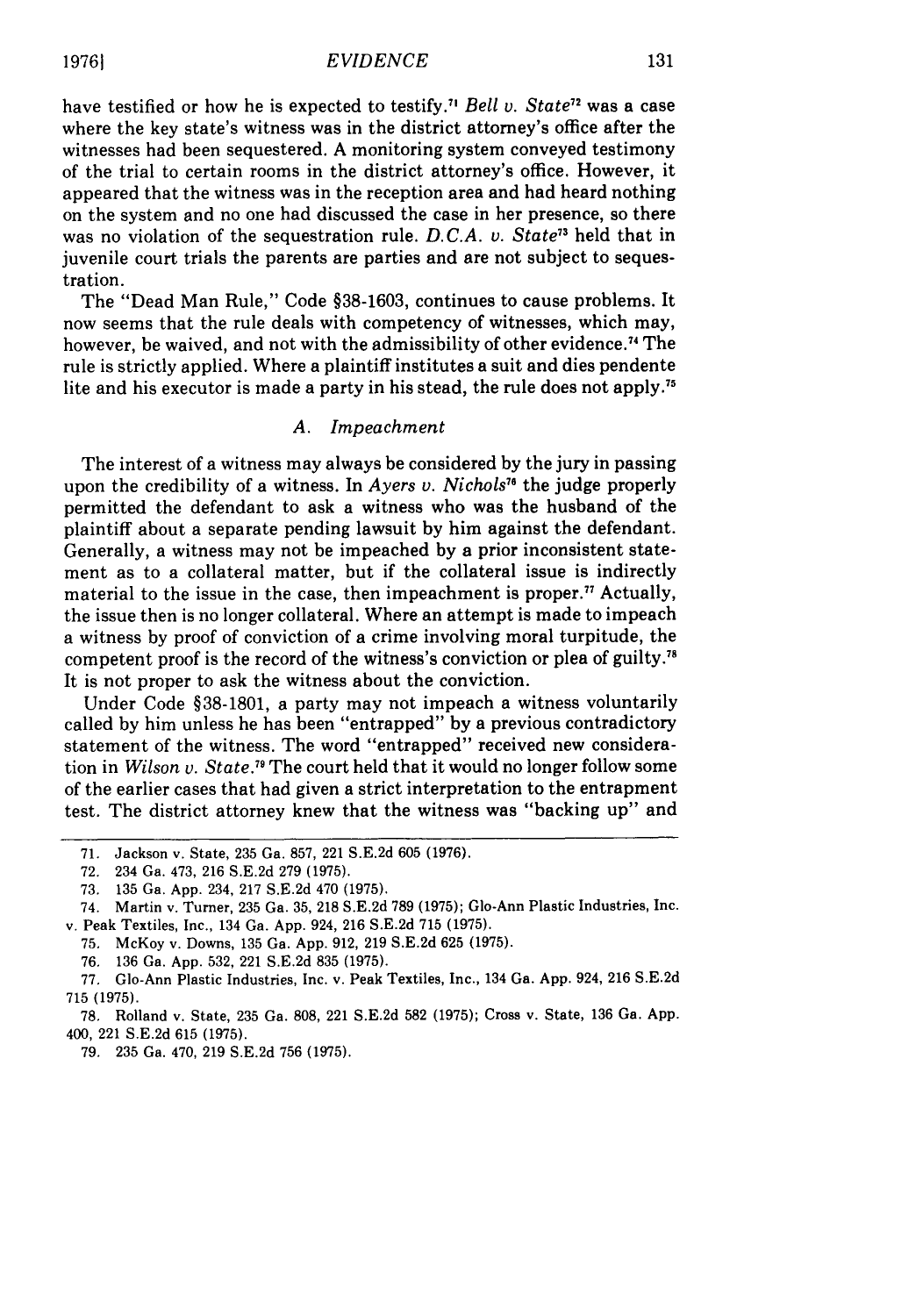have testified or how he is expected to testify.[71] *Bell v. State*[72] was a case where the key state's witness was in the district attorney's office after the witnesses had been sequestered. A monitoring system conveyed testimony of the trial to certain rooms in the district attorney's office. However, it appeared that the witness was in the reception area and had heard nothing on the system and no one had discussed the case in her presence, so there was no violation of the sequestration rule. *D.C.A. v. State*[73] held that in juvenile court trials the parents are parties and are not subject to sequestration.

The "Dead Man Rule," Code §38-1603, continues to cause problems. It now seems that the rule deals with competency of witnesses, which may, however, be waived, and not with the admissibility of other evidence.[74] The rule is strictly applied. Where a plaintiff institutes a suit and dies pendente lite and his executor is made a party in his stead, the rule does not apply.[75]

### *A. Impeachment*

The interest of a witness may always be considered by the jury in passing upon the credibility of a witness. In *Ayers v. Nichols*[76] the judge properly permitted the defendant to ask a witness who was the husband of the plaintiff about a separate pending lawsuit by him against the defendant. Generally, a witness may not be impeached by a prior inconsistent statement as to a collateral matter, but if the collateral issue is indirectly material to the issue in the case, then impeachment is proper.[77] Actually, the issue then is no longer collateral. Where an attempt is made to impeach a witness by proof of conviction of a crime involving moral turpitude, the competent proof is the record of the witness's conviction or plea of guilty.[78] It is not proper to ask the witness about the conviction.

Under Code §38-1801, a party may not impeach a witness voluntarily called by him unless he has been "entrapped" by a previous contradictory statement of the witness. The word "entrapped" received new consideration in *Wilson v. State*.[79] The court held that it would no longer follow some of the earlier cases that had given a strict interpretation to the entrapment test. The district attorney knew that the witness was "backing up" and

---

71. Jackson v. State, 235 Ga. 857, 221 S.E.2d 605 (1976).

72. 234 Ga. 473, 216 S.E.2d 279 (1975).

73. 135 Ga. App. 234, 217 S.E.2d 470 (1975).

74. Martin v. Turner, 235 Ga. 35, 218 S.E.2d 789 (1975); Glo-Ann Plastic Industries, Inc. v. Peak Textiles, Inc., 134 Ga. App. 924, 216 S.E.2d 715 (1975).

75. McKoy v. Downs, 135 Ga. App. 912, 219 S.E.2d 625 (1975).

76. 136 Ga. App. 532, 221 S.E.2d 835 (1975).

77. Glo-Ann Plastic Industries, Inc. v. Peak Textiles, Inc., 134 Ga. App. 924, 216 S.E.2d 715 (1975).

78. Rolland v. State, 235 Ga. 808, 221 S.E.2d 582 (1975); Cross v. State, 136 Ga. App. 400, 221 S.E.2d 615 (1975).

79. 235 Ga. 470, 219 S.E.2d 756 (1975).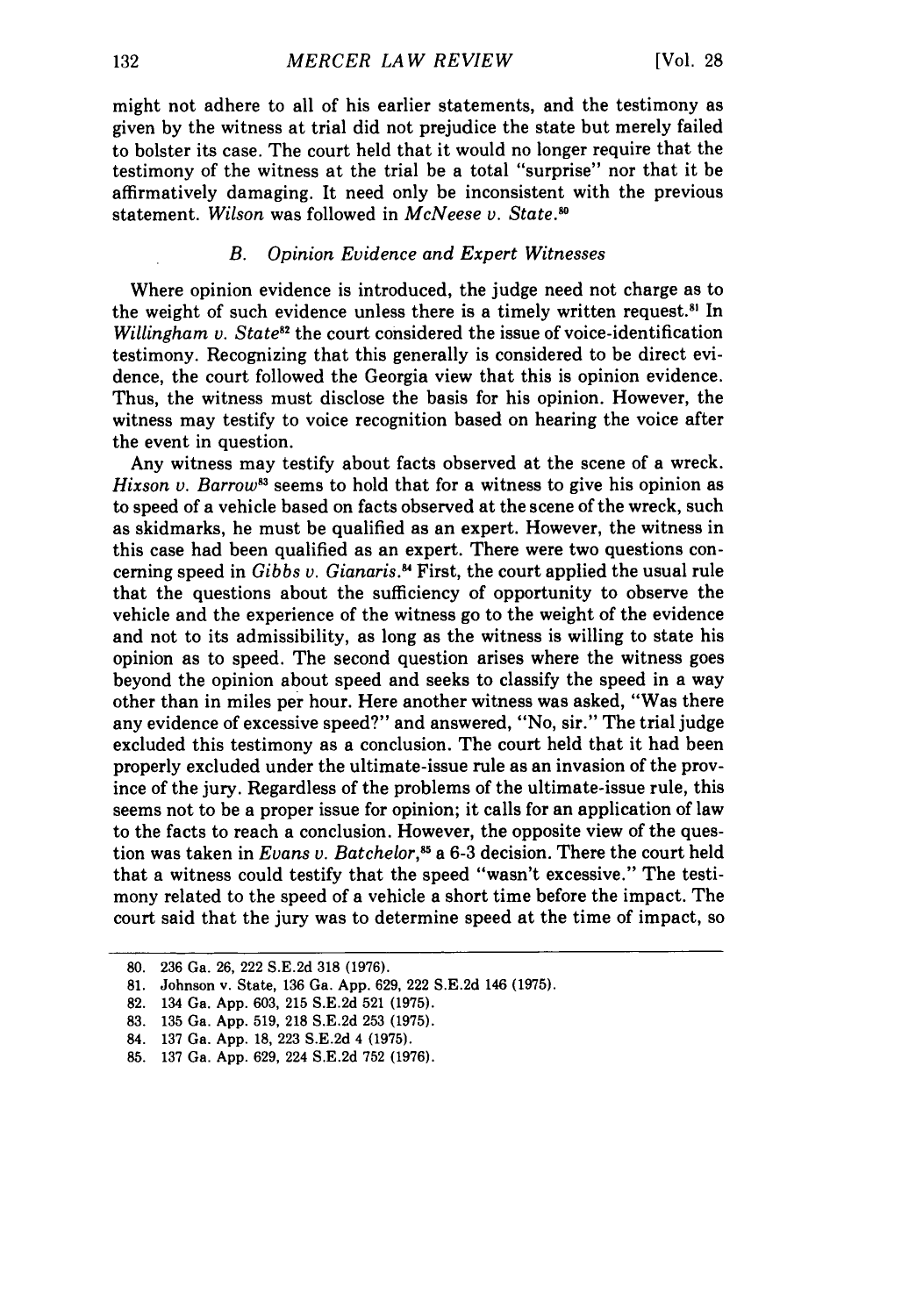might not adhere to all of his earlier statements, and the testimony as given by the witness at trial did not prejudice the state but merely failed to bolster its case. The court held that it would no longer require that the testimony of the witness at the trial be a total "surprise" nor that it be affirmatively damaging. It need only be inconsistent with the previous statement. *Wilson* was followed in *McNeese v. State.*[80]

### *B. Opinion Evidence and Expert Witnesses*

Where opinion evidence is introduced, the judge need not charge as to the weight of such evidence unless there is a timely written request.[81] In *Willingham v. State*[82] the court considered the issue of voice-identification testimony. Recognizing that this generally is considered to be direct evidence, the court followed the Georgia view that this is opinion evidence. Thus, the witness must disclose the basis for his opinion. However, the witness may testify to voice recognition based on hearing the voice after the event in question.

Any witness may testify about facts observed at the scene of a wreck. *Hixson v. Barrow*[83] seems to hold that for a witness to give his opinion as to speed of a vehicle based on facts observed at the scene of the wreck, such as skidmarks, he must be qualified as an expert. However, the witness in this case had been qualified as an expert. There were two questions concerning speed in *Gibbs v. Gianaris.*[84] First, the court applied the usual rule that the questions about the sufficiency of opportunity to observe the vehicle and the experience of the witness go to the weight of the evidence and not to its admissibility, as long as the witness is willing to state his opinion as to speed. The second question arises where the witness goes beyond the opinion about speed and seeks to classify the speed in a way other than in miles per hour. Here another witness was asked, "Was there any evidence of excessive speed?" and answered, "No, sir." The trial judge excluded this testimony as a conclusion. The court held that it had been properly excluded under the ultimate-issue rule as an invasion of the province of the jury. Regardless of the problems of the ultimate-issue rule, this seems not to be a proper issue for opinion; it calls for an application of law to the facts to reach a conclusion. However, the opposite view of the question was taken in *Evans v. Batchelor,*[85] a 6-3 decision. There the court held that a witness could testify that the speed "wasn't excessive." The testimony related to the speed of a vehicle a short time before the impact. The court said that the jury was to determine speed at the time of impact, so

---

80. 236 Ga. 26, 222 S.E.2d 318 (1976).
81. Johnson v. State, 136 Ga. App. 629, 222 S.E.2d 146 (1975).
82. 134 Ga. App. 603, 215 S.E.2d 521 (1975).
83. 135 Ga. App. 519, 218 S.E.2d 253 (1975).
84. 137 Ga. App. 18, 223 S.E.2d 4 (1975).
85. 137 Ga. App. 629, 224 S.E.2d 752 (1976).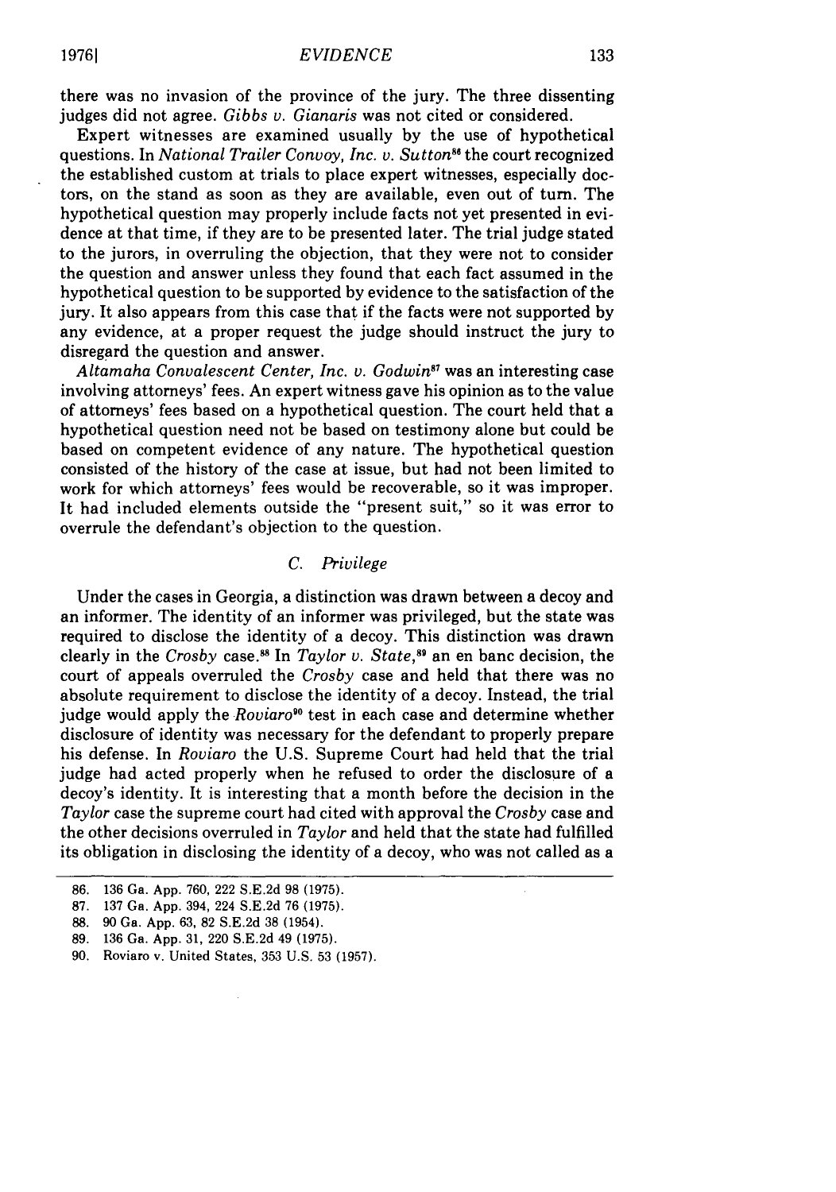there was no invasion of the province of the jury. The three dissenting judges did not agree. *Gibbs v. Gianaris* was not cited or considered.

Expert witnesses are examined usually by the use of hypothetical questions. In *National Trailer Convoy, Inc. v. Sutton*[86] the court recognized the established custom at trials to place expert witnesses, especially doctors, on the stand as soon as they are available, even out of turn. The hypothetical question may properly include facts not yet presented in evidence at that time, if they are to be presented later. The trial judge stated to the jurors, in overruling the objection, that they were not to consider the question and answer unless they found that each fact assumed in the hypothetical question to be supported by evidence to the satisfaction of the jury. It also appears from this case that if the facts were not supported by any evidence, at a proper request the judge should instruct the jury to disregard the question and answer.

*Altamaha Convalescent Center, Inc. v. Godwin*[87] was an interesting case involving attorneys' fees. An expert witness gave his opinion as to the value of attorneys' fees based on a hypothetical question. The court held that a hypothetical question need not be based on testimony alone but could be based on competent evidence of any nature. The hypothetical question consisted of the history of the case at issue, but had not been limited to work for which attorneys' fees would be recoverable, so it was improper. It had included elements outside the "present suit," so it was error to overrule the defendant's objection to the question.

### *C. Privilege*

Under the cases in Georgia, a distinction was drawn between a decoy and an informer. The identity of an informer was privileged, but the state was required to disclose the identity of a decoy. This distinction was drawn clearly in the *Crosby* case.[88] In *Taylor v. State*,[89] an en banc decision, the court of appeals overruled the *Crosby* case and held that there was no absolute requirement to disclose the identity of a decoy. Instead, the trial judge would apply the *Roviaro*[90] test in each case and determine whether disclosure of identity was necessary for the defendant to properly prepare his defense. In *Roviaro* the U.S. Supreme Court had held that the trial judge had acted properly when he refused to order the disclosure of a decoy's identity. It is interesting that a month before the decision in the *Taylor* case the supreme court had cited with approval the *Crosby* case and the other decisions overruled in *Taylor* and held that the state had fulfilled its obligation in disclosing the identity of a decoy, who was not called as a

---

86. 136 Ga. App. 760, 222 S.E.2d 98 (1975).

87. 137 Ga. App. 394, 224 S.E.2d 76 (1975).

88. 90 Ga. App. 63, 82 S.E.2d 38 (1954).

89. 136 Ga. App. 31, 220 S.E.2d 49 (1975).

90. Roviaro v. United States, 353 U.S. 53 (1957).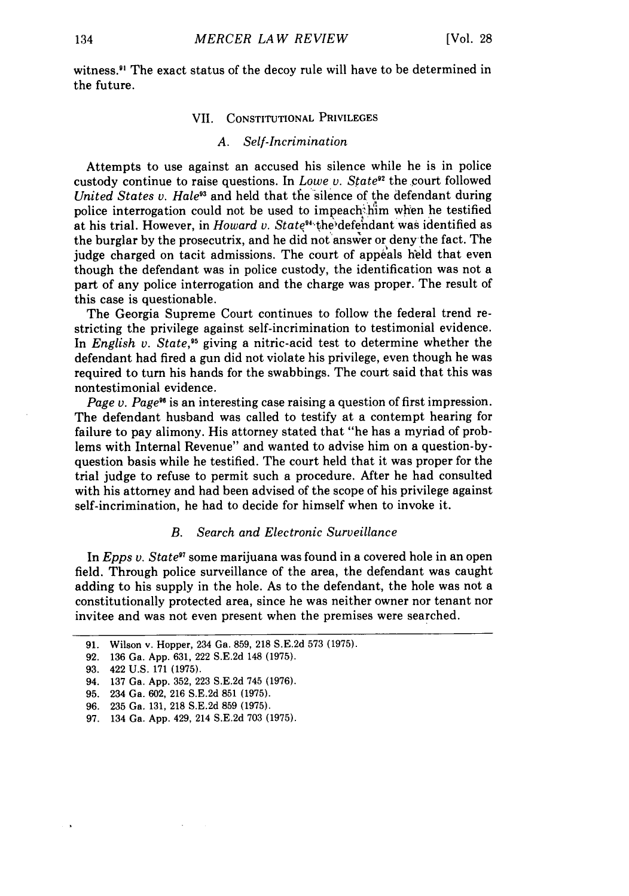witness.[91] The exact status of the decoy rule will have to be determined in the future.

## VII. Constitutional Privileges

### A. Self-Incrimination

Attempts to use against an accused his silence while he is in police custody continue to raise questions. In *Lowe v. State*[92] the court followed *United States v. Hale*[93] and held that the silence of the defendant during police interrogation could not be used to impeach him when he testified at his trial. However, in *Howard v. State*[94] the defendant was identified as the burglar by the prosecutrix, and he did not answer or deny the fact. The judge charged on tacit admissions. The court of appeals held that even though the defendant was in police custody, the identification was not a part of any police interrogation and the charge was proper. The result of this case is questionable.

The Georgia Supreme Court continues to follow the federal trend restricting the privilege against self-incrimination to testimonial evidence. In *English v. State*,[95] giving a nitric-acid test to determine whether the defendant had fired a gun did not violate his privilege, even though he was required to turn his hands for the swabbings. The court said that this was nontestimonial evidence.

*Page v. Page*[96] is an interesting case raising a question of first impression. The defendant husband was called to testify at a contempt hearing for failure to pay alimony. His attorney stated that "he has a myriad of problems with Internal Revenue" and wanted to advise him on a question-by-question basis while he testified. The court held that it was proper for the trial judge to refuse to permit such a procedure. After he had consulted with his attorney and had been advised of the scope of his privilege against self-incrimination, he had to decide for himself when to invoke it.

### B. Search and Electronic Surveillance

In *Epps v. State*[97] some marijuana was found in a covered hole in an open field. Through police surveillance of the area, the defendant was caught adding to his supply in the hole. As to the defendant, the hole was not a constitutionally protected area, since he was neither owner nor tenant nor invitee and was not even present when the premises were searched.

---

91. Wilson v. Hopper, 234 Ga. 859, 218 S.E.2d 573 (1975).
92. 136 Ga. App. 631, 222 S.E.2d 148 (1975).
93. 422 U.S. 171 (1975).
94. 137 Ga. App. 352, 223 S.E.2d 745 (1976).
95. 234 Ga. 602, 216 S.E.2d 851 (1975).
96. 235 Ga. 131, 218 S.E.2d 859 (1975).
97. 134 Ga. App. 429, 214 S.E.2d 703 (1975).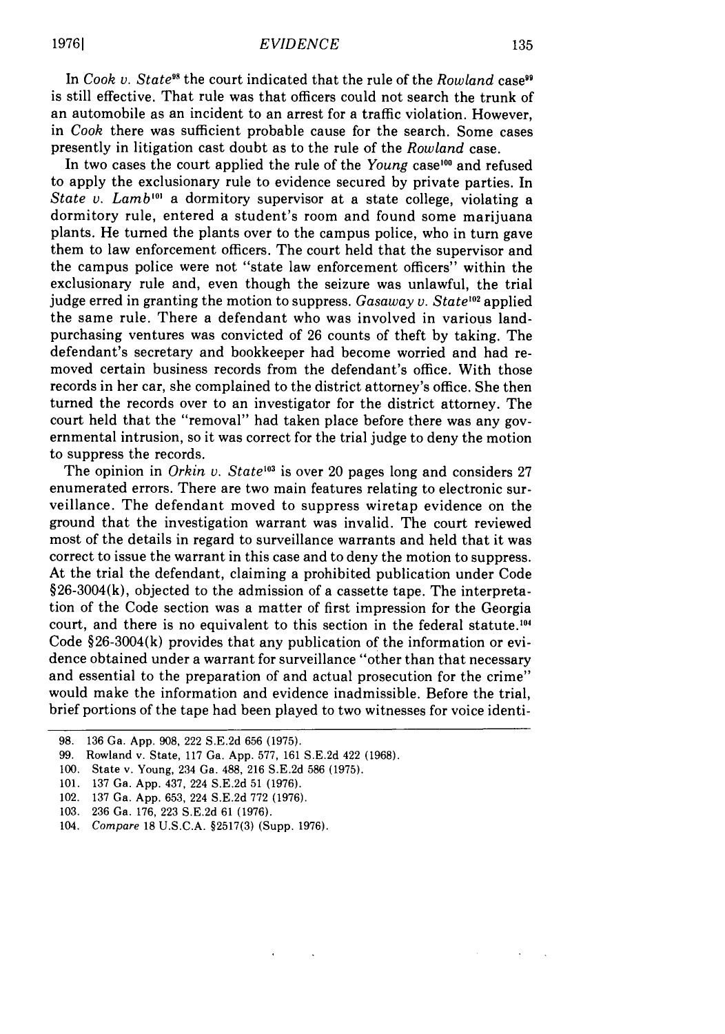In *Cook v. State*[98] the court indicated that the rule of the *Rowland* case[99] is still effective. That rule was that officers could not search the trunk of an automobile as an incident to an arrest for a traffic violation. However, in *Cook* there was sufficient probable cause for the search. Some cases presently in litigation cast doubt as to the rule of the *Rowland* case.

In two cases the court applied the rule of the *Young* case[100] and refused to apply the exclusionary rule to evidence secured by private parties. In *State v. Lamb*[101] a dormitory supervisor at a state college, violating a dormitory rule, entered a student's room and found some marijuana plants. He turned the plants over to the campus police, who in turn gave them to law enforcement officers. The court held that the supervisor and the campus police were not "state law enforcement officers" within the exclusionary rule and, even though the seizure was unlawful, the trial judge erred in granting the motion to suppress. *Gasaway v. State*[102] applied the same rule. There a defendant who was involved in various land-purchasing ventures was convicted of 26 counts of theft by taking. The defendant's secretary and bookkeeper had become worried and had removed certain business records from the defendant's office. With those records in her car, she complained to the district attorney's office. She then turned the records over to an investigator for the district attorney. The court held that the "removal" had taken place before there was any governmental intrusion, so it was correct for the trial judge to deny the motion to suppress the records.

The opinion in *Orkin v. State*[103] is over 20 pages long and considers 27 enumerated errors. There are two main features relating to electronic surveillance. The defendant moved to suppress wiretap evidence on the ground that the investigation warrant was invalid. The court reviewed most of the details in regard to surveillance warrants and held that it was correct to issue the warrant in this case and to deny the motion to suppress. At the trial the defendant, claiming a prohibited publication under Code §26-3004(k), objected to the admission of a cassette tape. The interpretation of the Code section was a matter of first impression for the Georgia court, and there is no equivalent to this section in the federal statute.[104] Code §26-3004(k) provides that any publication of the information or evidence obtained under a warrant for surveillance "other than that necessary and essential to the preparation of and actual prosecution for the crime" would make the information and evidence inadmissible. Before the trial, brief portions of the tape had been played to two witnesses for voice identi-

---

98. 136 Ga. App. 908, 222 S.E.2d 656 (1975).
99. Rowland v. State, 117 Ga. App. 577, 161 S.E.2d 422 (1968).
100. State v. Young, 234 Ga. 488, 216 S.E.2d 586 (1975).
101. 137 Ga. App. 437, 224 S.E.2d 51 (1976).
102. 137 Ga. App. 653, 224 S.E.2d 772 (1976).
103. 236 Ga. 176, 223 S.E.2d 61 (1976).
104. *Compare* 18 U.S.C.A. §2517(3) (Supp. 1976).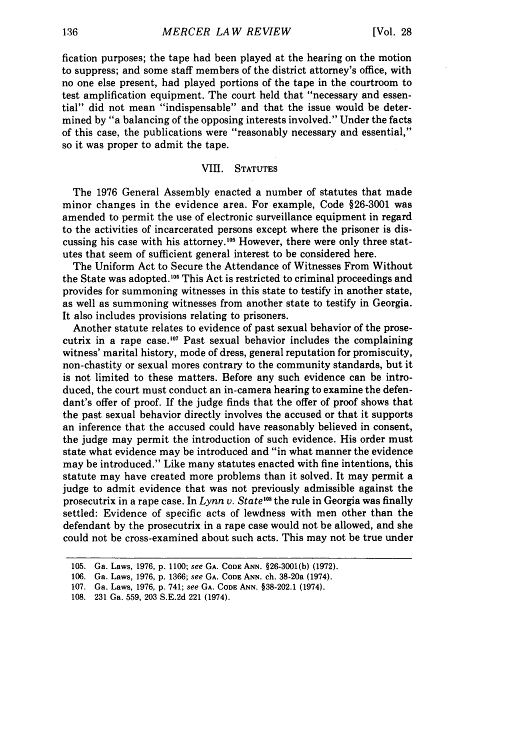fication purposes; the tape had been played at the hearing on the motion to suppress; and some staff members of the district attorney's office, with no one else present, had played portions of the tape in the courtroom to test amplification equipment. The court held that "necessary and essential" did not mean "indispensable" and that the issue would be determined by "a balancing of the opposing interests involved." Under the facts of this case, the publications were "reasonably necessary and essential," so it was proper to admit the tape.

## VIII. Statutes

The 1976 General Assembly enacted a number of statutes that made minor changes in the evidence area. For example, Code §26-3001 was amended to permit the use of electronic surveillance equipment in regard to the activities of incarcerated persons except where the prisoner is discussing his case with his attorney.[105] However, there were only three statutes that seem of sufficient general interest to be considered here.

The Uniform Act to Secure the Attendance of Witnesses From Without the State was adopted.[106] This Act is restricted to criminal proceedings and provides for summoning witnesses in this state to testify in another state, as well as summoning witnesses from another state to testify in Georgia. It also includes provisions relating to prisoners.

Another statute relates to evidence of past sexual behavior of the prosecutrix in a rape case.[107] Past sexual behavior includes the complaining witness' marital history, mode of dress, general reputation for promiscuity, non-chastity or sexual mores contrary to the community standards, but it is not limited to these matters. Before any such evidence can be introduced, the court must conduct an in-camera hearing to examine the defendant's offer of proof. If the judge finds that the offer of proof shows that the past sexual behavior directly involves the accused or that it supports an inference that the accused could have reasonably believed in consent, the judge may permit the introduction of such evidence. His order must state what evidence may be introduced and "in what manner the evidence may be introduced." Like many statutes enacted with fine intentions, this statute may have created more problems than it solved. It may permit a judge to admit evidence that was not previously admissible against the prosecutrix in a rape case. In *Lynn v. State*[108] the rule in Georgia was finally settled: Evidence of specific acts of lewdness with men other than the defendant by the prosecutrix in a rape case would not be allowed, and she could not be cross-examined about such acts. This may not be true under

---

105. Ga. Laws, 1976, p. 1100; *see* Ga. Code Ann. §26-3001(b) (1972).

106. Ga. Laws, 1976, p. 1366; *see* Ga. Code Ann. ch. 38-20a (1974).

107. Ga. Laws, 1976, p. 741; *see* Ga. Code Ann. §38-202.1 (1974).

108. 231 Ga. 559, 203 S.E.2d 221 (1974).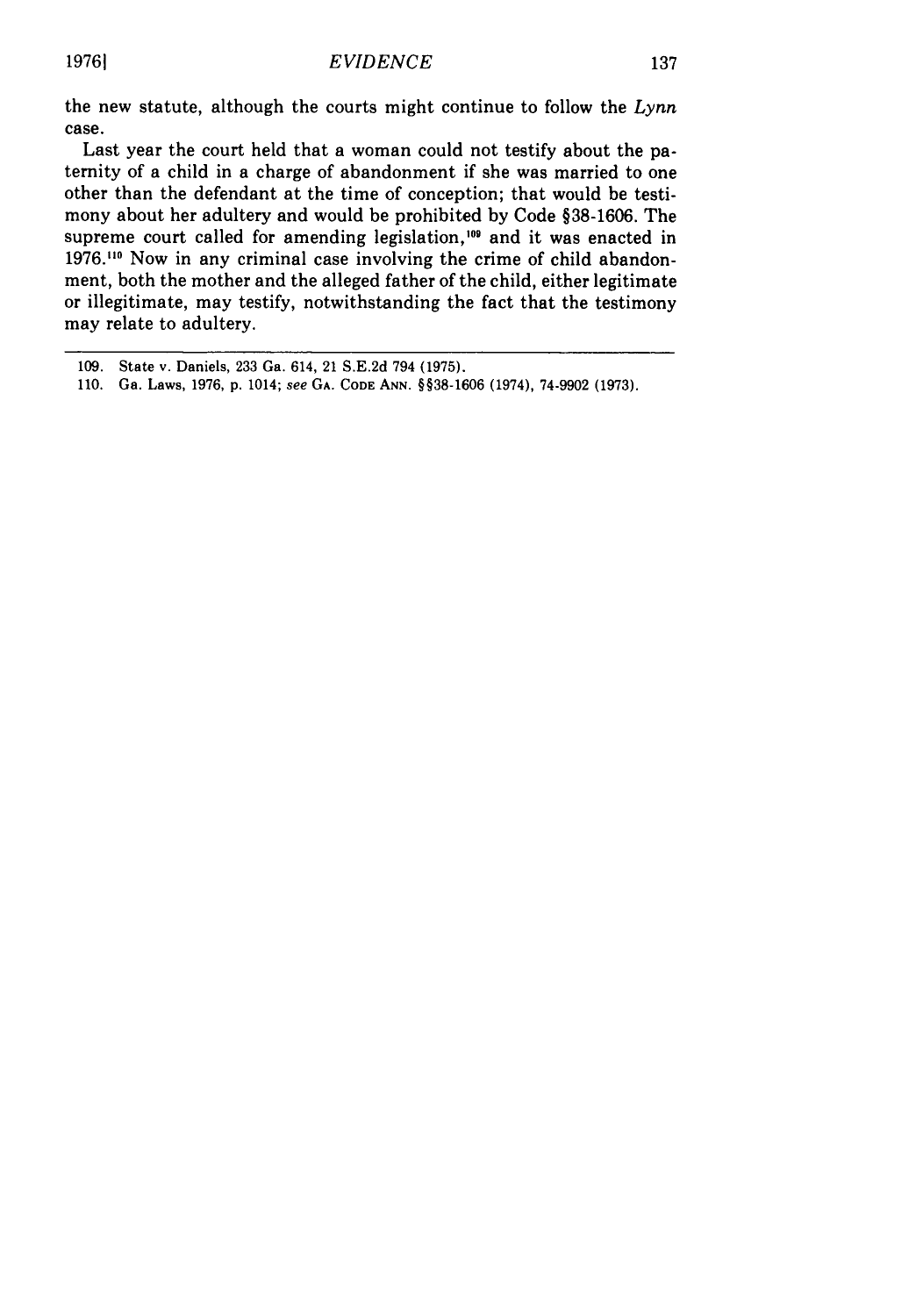the new statute, although the courts might continue to follow the *Lynn* case.

Last year the court held that a woman could not testify about the paternity of a child in a charge of abandonment if she was married to one other than the defendant at the time of conception; that would be testimony about her adultery and would be prohibited by Code §38-1606. The supreme court called for amending legislation,[109] and it was enacted in 1976.[110] Now in any criminal case involving the crime of child abandonment, both the mother and the alleged father of the child, either legitimate or illegitimate, may testify, notwithstanding the fact that the testimony may relate to adultery.

---

109. State v. Daniels, 233 Ga. 614, 21 S.E.2d 794 (1975).

110. Ga. Laws, 1976, p. 1014; *see* GA. CODE ANN. §§38-1606 (1974), 74-9902 (1973).